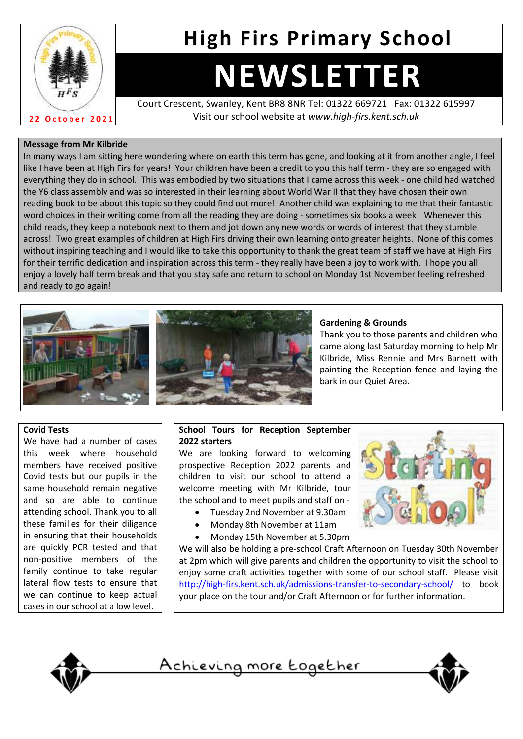# High Firs Primary School

# NEWSLETTER

22 October 2021

Court Crescent, Swanley, Kent BR8 8NR Tel: 01322 669721 Fax: 01322 615997
Visit our school website at *www.high-firs.kent.sch.uk*

**Message from Mr Kilbride**

In many ways I am sitting here wondering where on earth this term has gone, and looking at it from another angle, I feel like I have been at High Firs for years! Your children have been a credit to you this half term - they are so engaged with everything they do in school. This was embodied by two situations that I came across this week - one child had watched the Y6 class assembly and was so interested in their learning about World War II that they have chosen their own reading book to be about this topic so they could find out more! Another child was explaining to me that their fantastic word choices in their writing come from all the reading they are doing - sometimes six books a week! Whenever this child reads, they keep a notebook next to them and jot down any new words or words of interest that they stumble across! Two great examples of children at High Firs driving their own learning onto greater heights. None of this comes without inspiring teaching and I would like to take this opportunity to thank the great team of staff we have at High Firs for their terrific dedication and inspiration across this term - they really have been a joy to work with. I hope you all enjoy a lovely half term break and that you stay safe and return to school on Monday 1st November feeling refreshed and ready to go again!

**Gardening & Grounds**

Thank you to those parents and children who came along last Saturday morning to help Mr Kilbride, Miss Rennie and Mrs Barnett with painting the Reception fence and laying the bark in our Quiet Area.

**Covid Tests**

We have had a number of cases this week where household members have received positive Covid tests but our pupils in the same household remain negative and so are able to continue attending school. Thank you to all these families for their diligence in ensuring that their households are quickly PCR tested and that non-positive members of the family continue to take regular lateral flow tests to ensure that we can continue to keep actual cases in our school at a low level.

**School Tours for Reception September 2022 starters**

We are looking forward to welcoming prospective Reception 2022 parents and children to visit our school to attend a welcome meeting with Mr Kilbride, tour the school and to meet pupils and staff on -

- Tuesday 2nd November at 9.30am
- Monday 8th November at 11am
- Monday 15th November at 5.30pm

We will also be holding a pre-school Craft Afternoon on Tuesday 30th November at 2pm which will give parents and children the opportunity to visit the school to enjoy some craft activities together with some of our school staff. Please visit http://high-firs.kent.sch.uk/admissions-transfer-to-secondary-school/ to book your place on the tour and/or Craft Afternoon or for further information.

Achieving more together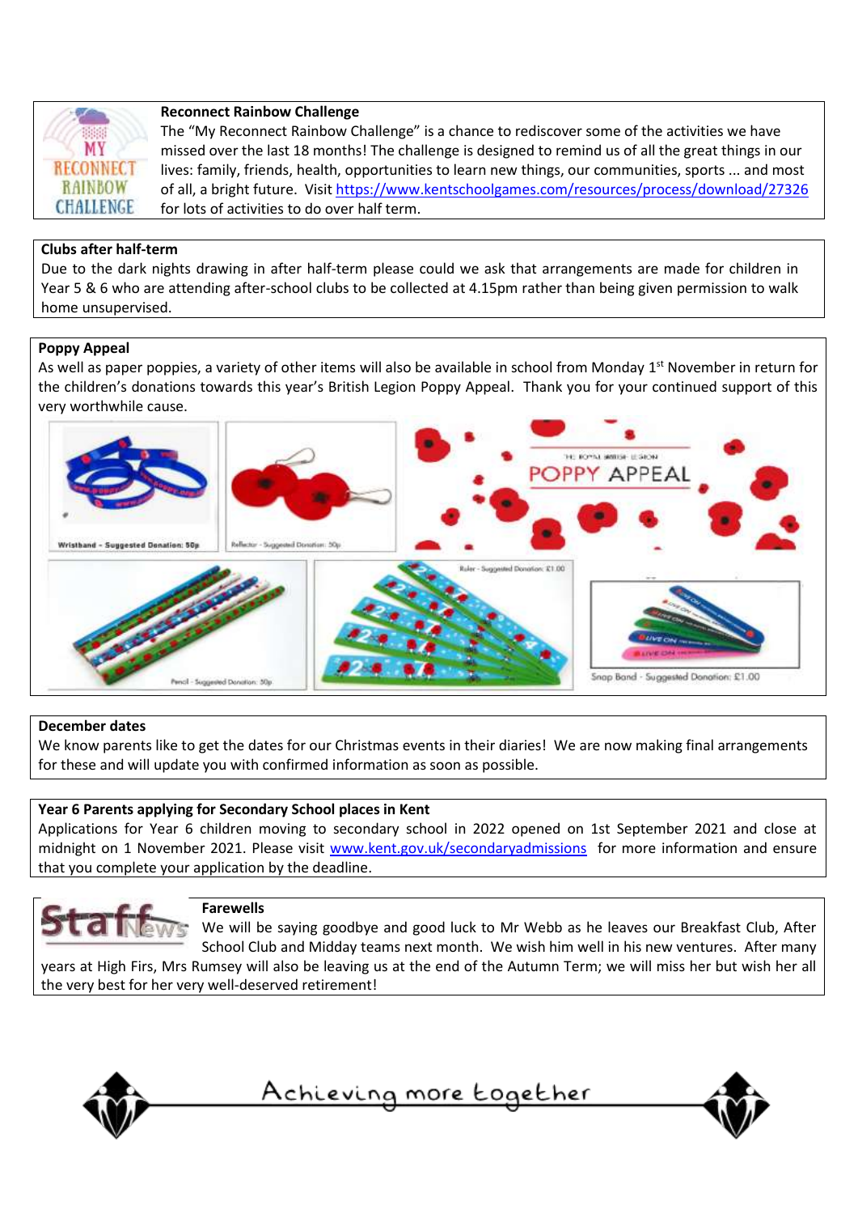### Reconnect Rainbow Challenge

The "My Reconnect Rainbow Challenge" is a chance to rediscover some of the activities we have missed over the last 18 months! The challenge is designed to remind us of all the great things in our lives: family, friends, health, opportunities to learn new things, our communities, sports ... and most of all, a bright future. Visit https://www.kentschoolgames.com/resources/process/download/27326 for lots of activities to do over half term.

### Clubs after half-term

Due to the dark nights drawing in after half-term please could we ask that arrangements are made for children in Year 5 & 6 who are attending after-school clubs to be collected at 4.15pm rather than being given permission to walk home unsupervised.

### Poppy Appeal

As well as paper poppies, a variety of other items will also be available in school from Monday 1st November in return for the children's donations towards this year's British Legion Poppy Appeal. Thank you for your continued support of this very worthwhile cause.

Wristband - Suggested Donation: 50p

Reflector - Suggested Donation: 50p

Pencil - Suggested Donation: 50p

Ruler - Suggested Donation: £1.00

Snap Band - Suggested Donation: £1.00

### December dates

We know parents like to get the dates for our Christmas events in their diaries! We are now making final arrangements for these and will update you with confirmed information as soon as possible.

### Year 6 Parents applying for Secondary School places in Kent

Applications for Year 6 children moving to secondary school in 2022 opened on 1st September 2021 and close at midnight on 1 November 2021. Please visit www.kent.gov.uk/secondaryadmissions for more information and ensure that you complete your application by the deadline.

### Farewells

We will be saying goodbye and good luck to Mr Webb as he leaves our Breakfast Club, After School Club and Midday teams next month. We wish him well in his new ventures. After many years at High Firs, Mrs Rumsey will also be leaving us at the end of the Autumn Term; we will miss her but wish her all the very best for her very well-deserved retirement!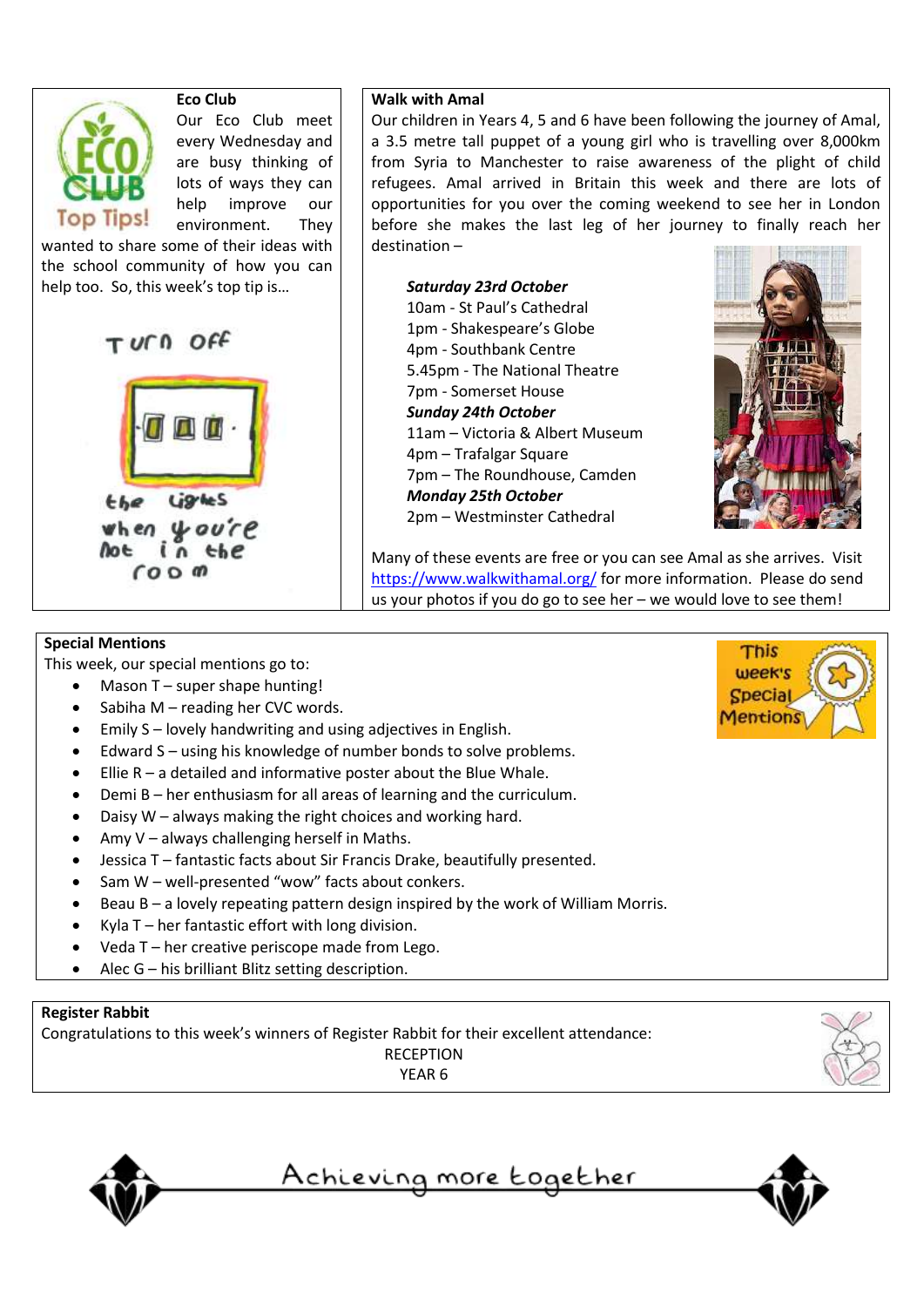## Eco Club

Our Eco Club meet every Wednesday and are busy thinking of lots of ways they can help improve our environment. They wanted to share some of their ideas with the school community of how you can help too. So, this week's top tip is…

Turn off the lights when you're not in the room

## Walk with Amal

Our children in Years 4, 5 and 6 have been following the journey of Amal, a 3.5 metre tall puppet of a young girl who is travelling over 8,000km from Syria to Manchester to raise awareness of the plight of child refugees. Amal arrived in Britain this week and there are lots of opportunities for you over the coming weekend to see her in London before she makes the last leg of her journey to finally reach her destination –

***Saturday 23rd October***
10am - St Paul's Cathedral
1pm - Shakespeare's Globe
4pm - Southbank Centre
5.45pm - The National Theatre
7pm - Somerset House

***Sunday 24th October***
11am – Victoria & Albert Museum
4pm – Trafalgar Square
7pm – The Roundhouse, Camden

***Monday 25th October***
2pm – Westminster Cathedral

Many of these events are free or you can see Amal as she arrives. Visit https://www.walkwithamal.org/ for more information. Please do send us your photos if you do go to see her – we would love to see them!

## Special Mentions

This week, our special mentions go to:

- Mason T – super shape hunting!
- Sabiha M – reading her CVC words.
- Emily S – lovely handwriting and using adjectives in English.
- Edward S – using his knowledge of number bonds to solve problems.
- Ellie R – a detailed and informative poster about the Blue Whale.
- Demi B – her enthusiasm for all areas of learning and the curriculum.
- Daisy W – always making the right choices and working hard.
- Amy V – always challenging herself in Maths.
- Jessica T – fantastic facts about Sir Francis Drake, beautifully presented.
- Sam W – well-presented "wow" facts about conkers.
- Beau B – a lovely repeating pattern design inspired by the work of William Morris.
- Kyla T – her fantastic effort with long division.
- Veda T – her creative periscope made from Lego.
- Alec G – his brilliant Blitz setting description.

## Register Rabbit

Congratulations to this week's winners of Register Rabbit for their excellent attendance:

RECEPTION
YEAR 6

Achieving more together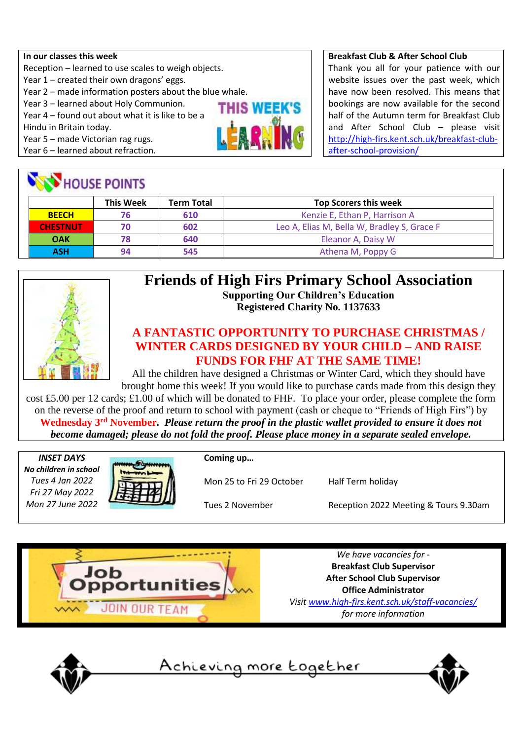**In our classes this week**

Reception – learned to use scales to weigh objects.
Year 1 – created their own dragons' eggs.
Year 2 – made information posters about the blue whale.
Year 3 – learned about Holy Communion.
Year 4 – found out what it is like to be a Hindu in Britain today.
Year 5 – made Victorian rag rugs.
Year 6 – learned about refraction.

THIS WEEK'S LEARNING

**Breakfast Club & After School Club**

Thank you all for your patience with our website issues over the past week, which have now been resolved. This means that bookings are now available for the second half of the Autumn term for Breakfast Club and After School Club – please visit http://high-firs.kent.sch.uk/breakfast-club-after-school-provision/

## HOUSE POINTS

| | This Week | Term Total | Top Scorers this week |
|---|---|---|---|
| **BEECH** | 76 | 610 | Kenzie E, Ethan P, Harrison A |
| **CHESTNUT** | 70 | 602 | Leo A, Elias M, Bella W, Bradley S, Grace F |
| **OAK** | 78 | 640 | Eleanor A, Daisy W |
| **ASH** | 94 | 545 | Athena M, Poppy G |

## Friends of High Firs Primary School Association

**Supporting Our Children's Education**
**Registered Charity No. 1137633**

**A FANTASTIC OPPORTUNITY TO PURCHASE CHRISTMAS / WINTER CARDS DESIGNED BY YOUR CHILD – AND RAISE FUNDS FOR FHF AT THE SAME TIME!**

All the children have designed a Christmas or Winter Card, which they should have brought home this week! If you would like to purchase cards made from this design they cost £5.00 per 12 cards; £1.00 of which will be donated to FHF. To place your order, please complete the form on the reverse of the proof and return to school with payment (cash or cheque to "Friends of High Firs") by **Wednesday 3rd November**. ***Please return the proof in the plastic wallet provided to ensure it does not become damaged; please do not fold the proof. Please place money in a separate sealed envelope.***

***INSET DAYS***
***No children in school***
*Tues 4 Jan 2022*
*Fri 27 May 2022*
*Mon 27 June 2022*

**Coming up…**

| | |
|---|---|
| Mon 25 to Fri 29 October | Half Term holiday |
| Tues 2 November | Reception 2022 Meeting & Tours 9.30am |

Job Opportunities – JOIN OUR TEAM

*We have vacancies for -*
**Breakfast Club Supervisor**
**After School Club Supervisor**
**Office Administrator**
*Visit www.high-firs.kent.sch.uk/staff-vacancies/ for more information*

Achieving more together